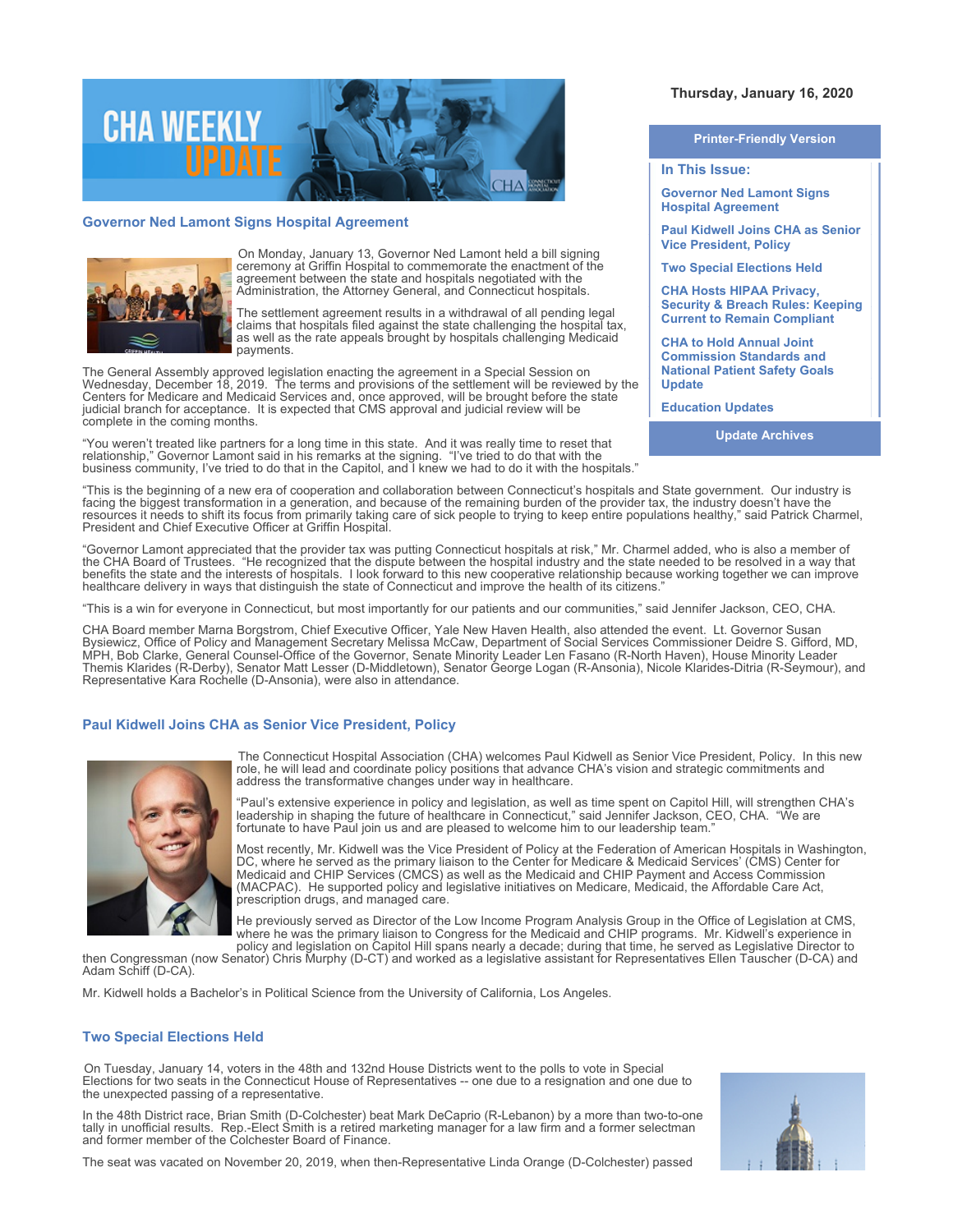# CHA WEEKLY UPDATE

Thursday, January 16, 2020

**Printer-Friendly Version**

**In This Issue:**

- Governor Ned Lamont Signs Hospital Agreement
- Paul Kidwell Joins CHA as Senior Vice President, Policy
- Two Special Elections Held
- CHA Hosts HIPAA Privacy, Security & Breach Rules: Keeping Current to Remain Compliant
- CHA to Hold Annual Joint Commission Standards and National Patient Safety Goals Update
- Education Updates

**Update Archives**

## Governor Ned Lamont Signs Hospital Agreement

On Monday, January 13, Governor Ned Lamont held a bill signing ceremony at Griffin Hospital to commemorate the enactment of the agreement between the state and hospitals negotiated with the Administration, the Attorney General, and Connecticut hospitals.

The settlement agreement results in a withdrawal of all pending legal claims that hospitals filed against the state challenging the hospital tax, as well as the rate appeals brought by hospitals challenging Medicaid payments.

The General Assembly approved legislation enacting the agreement in a Special Session on Wednesday, December 18, 2019. The terms and provisions of the settlement will be reviewed by the Centers for Medicare and Medicaid Services and, once approved, will be brought before the state judicial branch for acceptance. It is expected that CMS approval and judicial review will be complete in the coming months.

"You weren't treated like partners for a long time in this state. And it was really time to reset that relationship," Governor Lamont said in his remarks at the signing. "I've tried to do that with the business community, I've tried to do that in the Capitol, and I knew we had to do it with the hospitals."

"This is the beginning of a new era of cooperation and collaboration between Connecticut's hospitals and State government. Our industry is facing the biggest transformation in a generation, and because of the remaining burden of the provider tax, the industry doesn't have the resources it needs to shift its focus from primarily taking care of sick people to trying to keep entire populations healthy," said Patrick Charmel, President and Chief Executive Officer at Griffin Hospital.

"Governor Lamont appreciated that the provider tax was putting Connecticut hospitals at risk," Mr. Charmel added, who is also a member of the CHA Board of Trustees. "He recognized that the dispute between the hospital industry and the state needed to be resolved in a way that benefits the state and the interests of hospitals. I look forward to this new cooperative relationship because working together we can improve healthcare delivery in ways that distinguish the state of Connecticut and improve the health of its citizens."

"This is a win for everyone in Connecticut, but most importantly for our patients and our communities," said Jennifer Jackson, CEO, CHA.

CHA Board member Marna Borgstrom, Chief Executive Officer, Yale New Haven Health, also attended the event. Lt. Governor Susan Bysiewicz, Office of Policy and Management Secretary Melissa McCaw, Department of Social Services Commissioner Deidre S. Gifford, MD, MPH, Bob Clarke, General Counsel-Office of the Governor, Senate Minority Leader Len Fasano (R-North Haven), House Minority Leader Themis Klarides (R-Derby), Senator Matt Lesser (D-Middletown), Senator George Logan (R-Ansonia), Nicole Klarides-Ditria (R-Seymour), and Representative Kara Rochelle (D-Ansonia), were also in attendance.

## Paul Kidwell Joins CHA as Senior Vice President, Policy

The Connecticut Hospital Association (CHA) welcomes Paul Kidwell as Senior Vice President, Policy. In this new role, he will lead and coordinate policy positions that advance CHA's vision and strategic commitments and address the transformative changes under way in healthcare.

"Paul's extensive experience in policy and legislation, as well as time spent on Capitol Hill, will strengthen CHA's leadership in shaping the future of healthcare in Connecticut," said Jennifer Jackson, CEO, CHA. "We are fortunate to have Paul join us and are pleased to welcome him to our leadership team."

Most recently, Mr. Kidwell was the Vice President of Policy at the Federation of American Hospitals in Washington, DC, where he served as the primary liaison to the Center for Medicare & Medicaid Services' (CMS) Center for Medicaid and CHIP Services (CMCS) as well as the Medicaid and CHIP Payment and Access Commission (MACPAC). He supported policy and legislative initiatives on Medicare, Medicaid, the Affordable Care Act, prescription drugs, and managed care.

He previously served as Director of the Low Income Program Analysis Group in the Office of Legislation at CMS, where he was the primary liaison to Congress for the Medicaid and CHIP programs. Mr. Kidwell's experience in policy and legislation on Capitol Hill spans nearly a decade; during that time, he served as Legislative Director to then Congressman (now Senator) Chris Murphy (D-CT) and worked as a legislative assistant for Representatives Ellen Tauscher (D-CA) and Adam Schiff (D-CA).

Mr. Kidwell holds a Bachelor's in Political Science from the University of California, Los Angeles.

## Two Special Elections Held

On Tuesday, January 14, voters in the 48th and 132nd House Districts went to the polls to vote in Special Elections for two seats in the Connecticut House of Representatives -- one due to a resignation and one due to the unexpected passing of a representative.

In the 48th District race, Brian Smith (D-Colchester) beat Mark DeCaprio (R-Lebanon) by a more than two-to-one tally in unofficial results. Rep.-Elect Smith is a retired marketing manager for a law firm and a former selectman and former member of the Colchester Board of Finance.

The seat was vacated on November 20, 2019, when then-Representative Linda Orange (D-Colchester) passed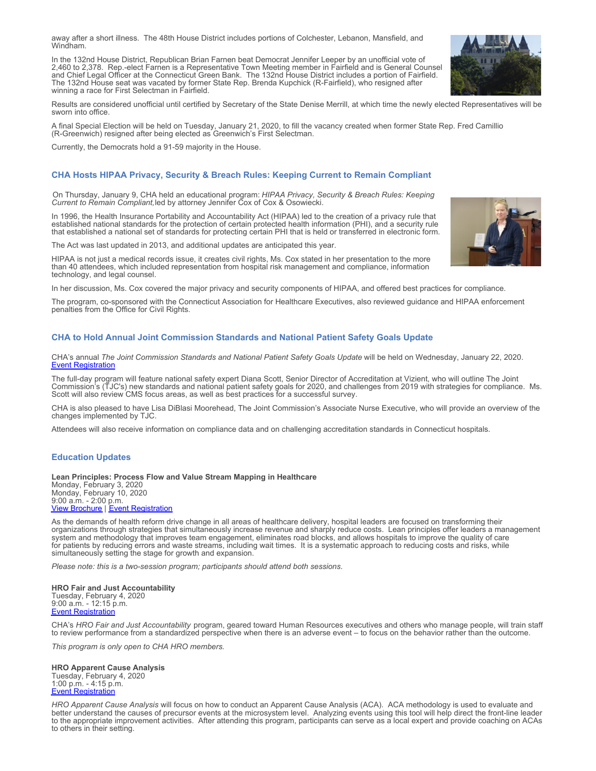away after a short illness. The 48th House District includes portions of Colchester, Lebanon, Mansfield, and Windham.

In the 132nd House District, Republican Brian Farnen beat Democrat Jennifer Leeper by an unofficial vote of 2,460 to 2,378. Rep.-elect Farnen is a Representative Town Meeting member in Fairfield and is General Counsel and Chief Legal Officer at the Connecticut Green Bank. The 132nd House District includes a portion of Fairfield. The 132nd House seat was vacated by former State Rep. Brenda Kupchick (R-Fairfield), who resigned after winning a race for First Selectman in Fairfield.

Results are considered unofficial until certified by Secretary of the State Denise Merrill, at which time the newly elected Representatives will be sworn into office.

A final Special Election will be held on Tuesday, January 21, 2020, to fill the vacancy created when former State Rep. Fred Camillio (R-Greenwich) resigned after being elected as Greenwich's First Selectman.

Currently, the Democrats hold a 91-59 majority in the House.

## CHA Hosts HIPAA Privacy, Security & Breach Rules: Keeping Current to Remain Compliant

On Thursday, January 9, CHA held an educational program: *HIPAA Privacy, Security & Breach Rules: Keeping Current to Remain Compliant,* led by attorney Jennifer Cox of Cox & Osowiecki.

In 1996, the Health Insurance Portability and Accountability Act (HIPAA) led to the creation of a privacy rule that established national standards for the protection of certain protected health information (PHI), and a security rule that established a national set of standards for protecting certain PHI that is held or transferred in electronic form.

The Act was last updated in 2013, and additional updates are anticipated this year.

HIPAA is not just a medical records issue, it creates civil rights, Ms. Cox stated in her presentation to the more than 40 attendees, which included representation from hospital risk management and compliance, information technology, and legal counsel.

In her discussion, Ms. Cox covered the major privacy and security components of HIPAA, and offered best practices for compliance.

The program, co-sponsored with the Connecticut Association for Healthcare Executives, also reviewed guidance and HIPAA enforcement penalties from the Office for Civil Rights.

## CHA to Hold Annual Joint Commission Standards and National Patient Safety Goals Update

CHA's annual *The Joint Commission Standards and National Patient Safety Goals Update* will be held on Wednesday, January 22, 2020.
Event Registration

The full-day program will feature national safety expert Diana Scott, Senior Director of Accreditation at Vizient, who will outline The Joint Commission's (TJC's) new standards and national patient safety goals for 2020, and challenges from 2019 with strategies for compliance. Ms. Scott will also review CMS focus areas, as well as best practices for a successful survey.

CHA is also pleased to have Lisa DiBlasi Moorehead, The Joint Commission's Associate Nurse Executive, who will provide an overview of the changes implemented by TJC.

Attendees will also receive information on compliance data and on challenging accreditation standards in Connecticut hospitals.

## Education Updates

**Lean Principles: Process Flow and Value Stream Mapping in Healthcare**
Monday, February 3, 2020
Monday, February 10, 2020
9:00 a.m. - 2:00 p.m.
View Brochure | Event Registration

As the demands of health reform drive change in all areas of healthcare delivery, hospital leaders are focused on transforming their organizations through strategies that simultaneously increase revenue and sharply reduce costs. Lean principles offer leaders a management system and methodology that improves team engagement, eliminates road blocks, and allows hospitals to improve the quality of care for patients by reducing errors and waste streams, including wait times. It is a systematic approach to reducing costs and risks, while simultaneously setting the stage for growth and expansion.

*Please note: this is a two-session program; participants should attend both sessions.*

**HRO Fair and Just Accountability**
Tuesday, February 4, 2020
9:00 a.m. - 12:15 p.m.
Event Registration

CHA's *HRO Fair and Just Accountability* program, geared toward Human Resources executives and others who manage people, will train staff to review performance from a standardized perspective when there is an adverse event – to focus on the behavior rather than the outcome.

*This program is only open to CHA HRO members.*

**HRO Apparent Cause Analysis**
Tuesday, February 4, 2020
1:00 p.m. - 4:15 p.m.
Event Registration

*HRO Apparent Cause Analysis* will focus on how to conduct an Apparent Cause Analysis (ACA). ACA methodology is used to evaluate and better understand the causes of precursor events at the microsystem level. Analyzing events using this tool will help direct the front-line leader to the appropriate improvement activities. After attending this program, participants can serve as a local expert and provide coaching on ACAs to others in their setting.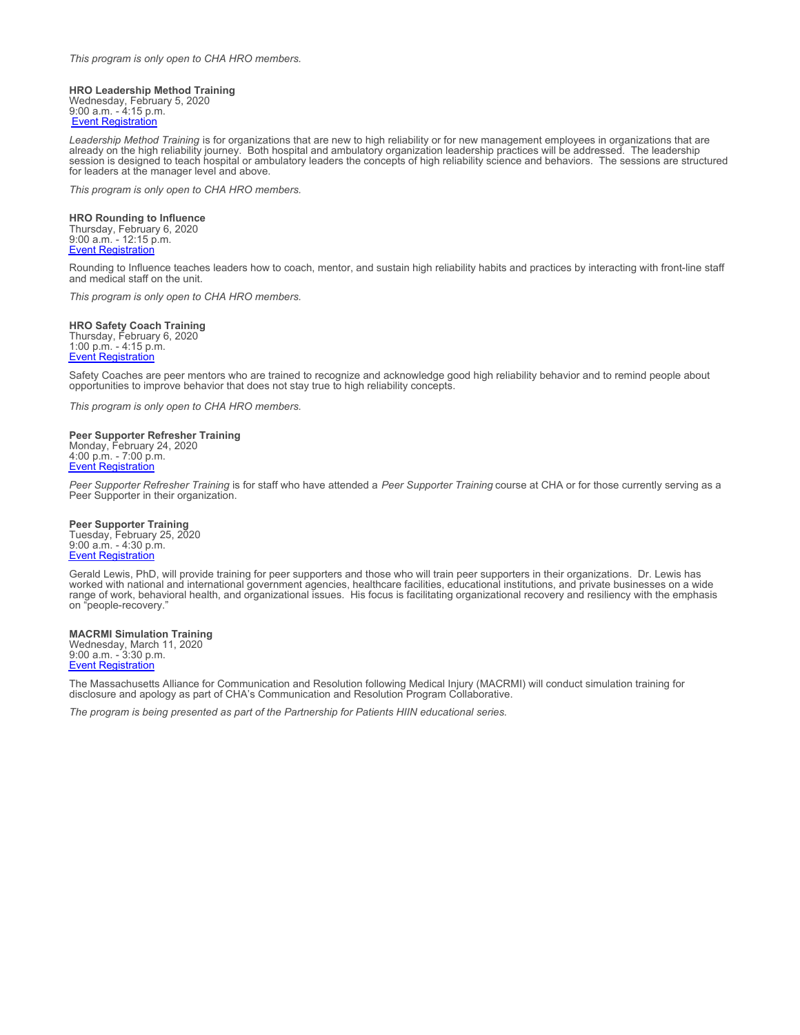*This program is only open to CHA HRO members.*

**HRO Leadership Method Training**
Wednesday, February 5, 2020
9:00 a.m. - 4:15 p.m.
[Event Registration]

*Leadership Method Training* is for organizations that are new to high reliability or for new management employees in organizations that are already on the high reliability journey. Both hospital and ambulatory organization leadership practices will be addressed. The leadership session is designed to teach hospital or ambulatory leaders the concepts of high reliability science and behaviors. The sessions are structured for leaders at the manager level and above.

*This program is only open to CHA HRO members.*

**HRO Rounding to Influence**
Thursday, February 6, 2020
9:00 a.m. - 12:15 p.m.
[Event Registration]

Rounding to Influence teaches leaders how to coach, mentor, and sustain high reliability habits and practices by interacting with front-line staff and medical staff on the unit.

*This program is only open to CHA HRO members.*

**HRO Safety Coach Training**
Thursday, February 6, 2020
1:00 p.m. - 4:15 p.m.
[Event Registration]

Safety Coaches are peer mentors who are trained to recognize and acknowledge good high reliability behavior and to remind people about opportunities to improve behavior that does not stay true to high reliability concepts.

*This program is only open to CHA HRO members.*

**Peer Supporter Refresher Training**
Monday, February 24, 2020
4:00 p.m. - 7:00 p.m.
[Event Registration]

*Peer Supporter Refresher Training* is for staff who have attended a *Peer Supporter Training* course at CHA or for those currently serving as a Peer Supporter in their organization.

**Peer Supporter Training**
Tuesday, February 25, 2020
9:00 a.m. - 4:30 p.m.
[Event Registration]

Gerald Lewis, PhD, will provide training for peer supporters and those who will train peer supporters in their organizations. Dr. Lewis has worked with national and international government agencies, healthcare facilities, educational institutions, and private businesses on a wide range of work, behavioral health, and organizational issues. His focus is facilitating organizational recovery and resiliency with the emphasis on "people-recovery."

**MACRMI Simulation Training**
Wednesday, March 11, 2020
9:00 a.m. - 3:30 p.m.
[Event Registration]

The Massachusetts Alliance for Communication and Resolution following Medical Injury (MACRMI) will conduct simulation training for disclosure and apology as part of CHA's Communication and Resolution Program Collaborative.

*The program is being presented as part of the Partnership for Patients HIIN educational series.*